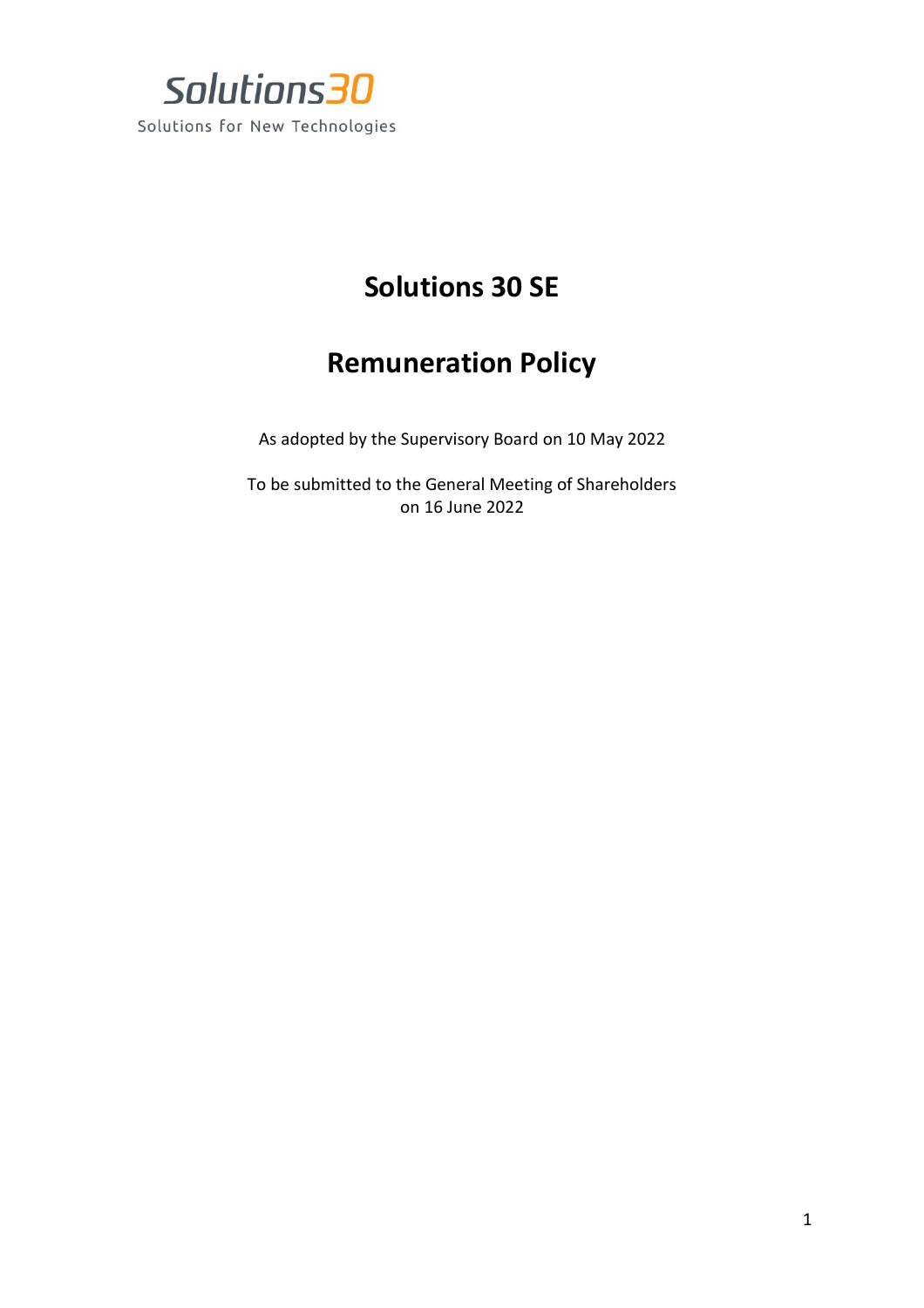Solutions30

Solutions for New Technologies

# Solutions 30 SE

# Remuneration Policy

As adopted by the Supervisory Board on 10 May 2022

To be submitted to the General Meeting of Shareholders on 16 June 2022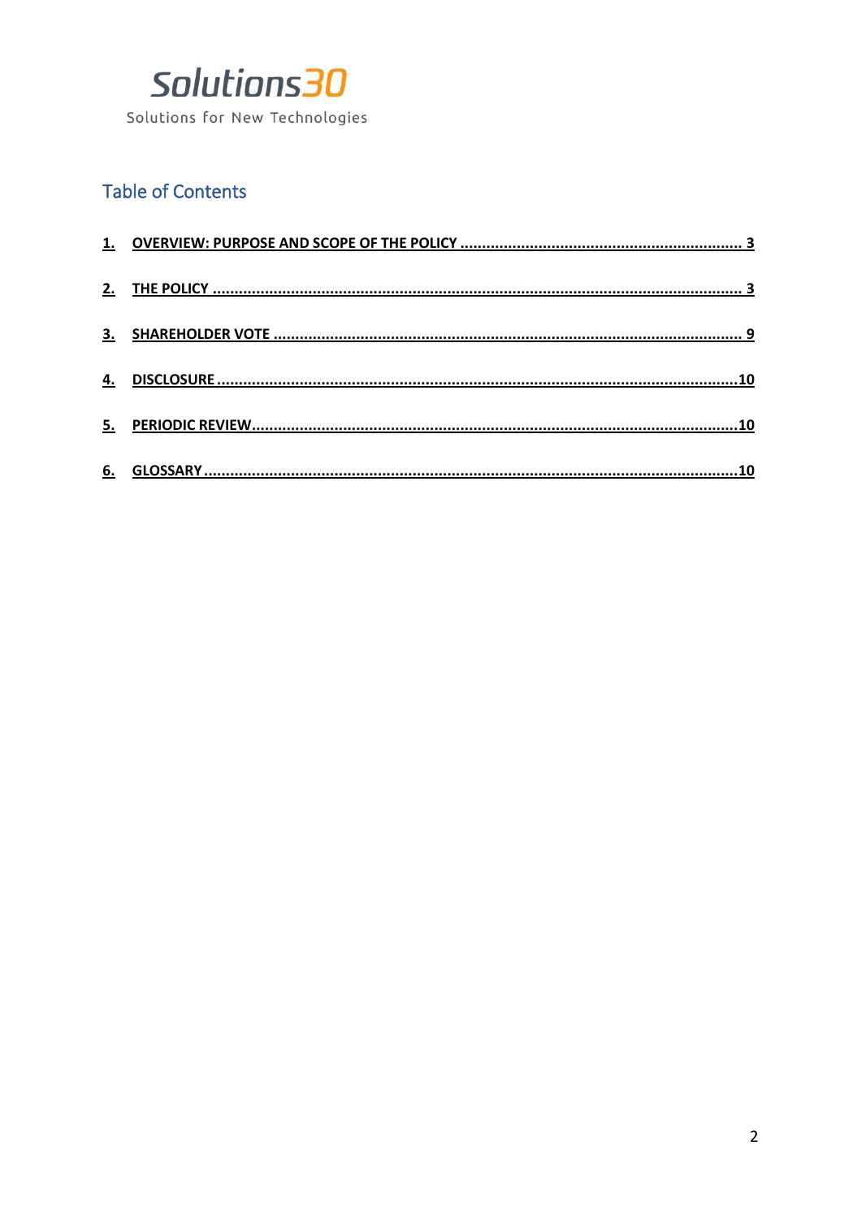Solutions30

Solutions for New Technologies

## Table of Contents

1. OVERVIEW: PURPOSE AND SCOPE OF THE POLICY ..... 3
2. THE POLICY ..... 3
3. SHAREHOLDER VOTE ..... 9
4. DISCLOSURE ..... 10
5. PERIODIC REVIEW ..... 10
6. GLOSSARY ..... 10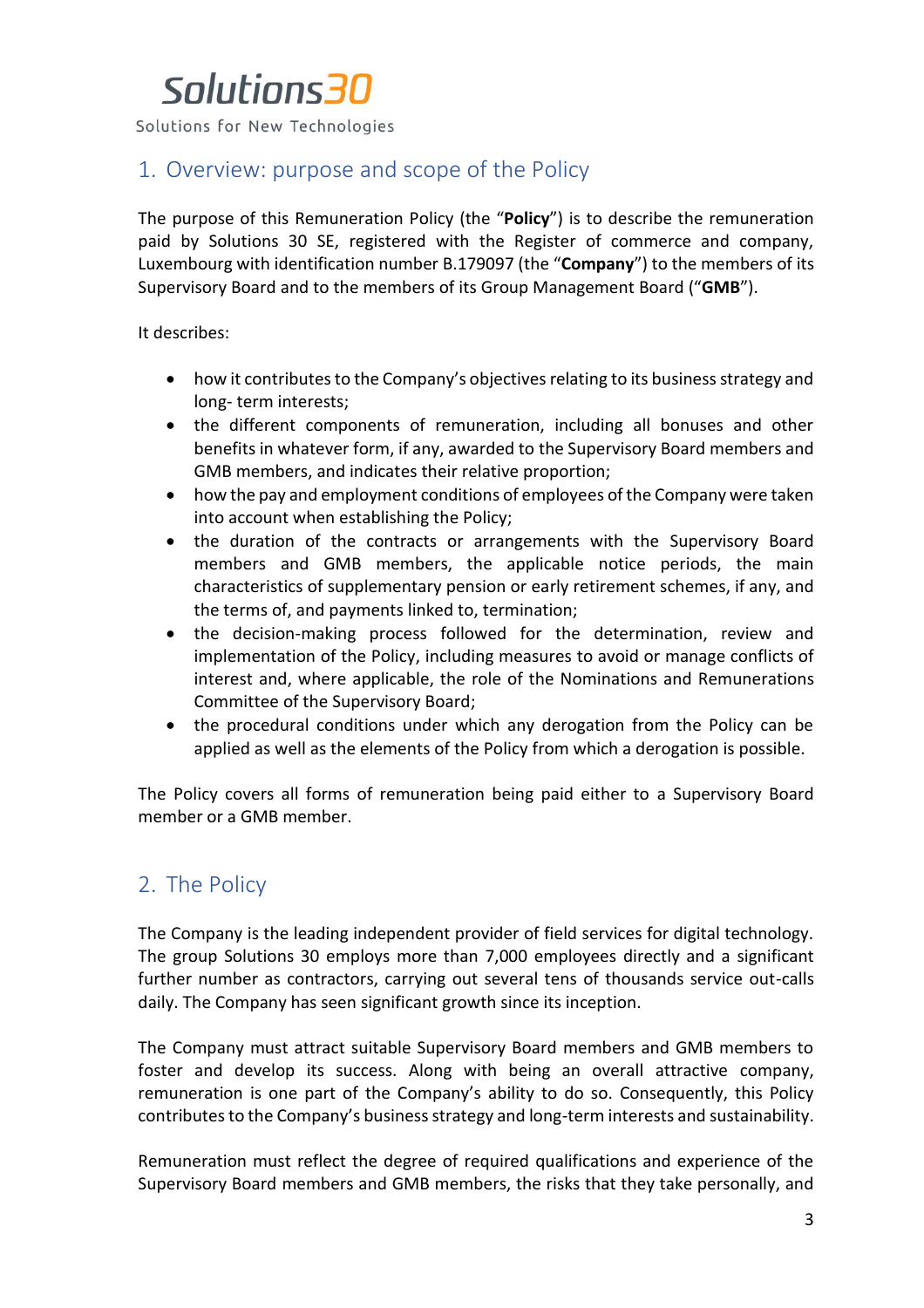## 1. Overview: purpose and scope of the Policy

The purpose of this Remuneration Policy (the "**Policy**") is to describe the remuneration paid by Solutions 30 SE, registered with the Register of commerce and company, Luxembourg with identification number B.179097 (the "**Company**") to the members of its Supervisory Board and to the members of its Group Management Board ("**GMB**").

It describes:

- how it contributes to the Company's objectives relating to its business strategy and long- term interests;
- the different components of remuneration, including all bonuses and other benefits in whatever form, if any, awarded to the Supervisory Board members and GMB members, and indicates their relative proportion;
- how the pay and employment conditions of employees of the Company were taken into account when establishing the Policy;
- the duration of the contracts or arrangements with the Supervisory Board members and GMB members, the applicable notice periods, the main characteristics of supplementary pension or early retirement schemes, if any, and the terms of, and payments linked to, termination;
- the decision-making process followed for the determination, review and implementation of the Policy, including measures to avoid or manage conflicts of interest and, where applicable, the role of the Nominations and Remunerations Committee of the Supervisory Board;
- the procedural conditions under which any derogation from the Policy can be applied as well as the elements of the Policy from which a derogation is possible.

The Policy covers all forms of remuneration being paid either to a Supervisory Board member or a GMB member.

## 2. The Policy

The Company is the leading independent provider of field services for digital technology. The group Solutions 30 employs more than 7,000 employees directly and a significant further number as contractors, carrying out several tens of thousands service out-calls daily. The Company has seen significant growth since its inception.

The Company must attract suitable Supervisory Board members and GMB members to foster and develop its success. Along with being an overall attractive company, remuneration is one part of the Company's ability to do so. Consequently, this Policy contributes to the Company's business strategy and long-term interests and sustainability.

Remuneration must reflect the degree of required qualifications and experience of the Supervisory Board members and GMB members, the risks that they take personally, and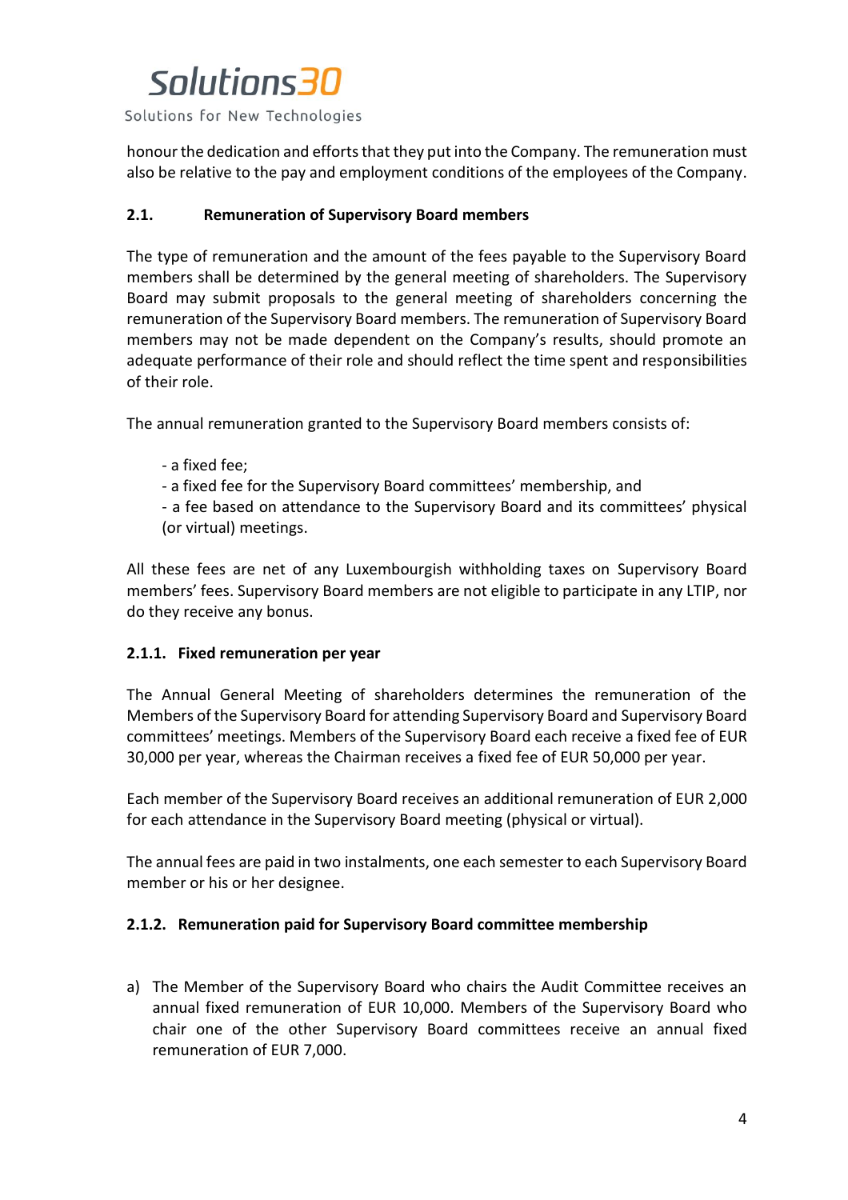honour the dedication and efforts that they put into the Company. The remuneration must also be relative to the pay and employment conditions of the employees of the Company.

### 2.1. Remuneration of Supervisory Board members

The type of remuneration and the amount of the fees payable to the Supervisory Board members shall be determined by the general meeting of shareholders. The Supervisory Board may submit proposals to the general meeting of shareholders concerning the remuneration of the Supervisory Board members. The remuneration of Supervisory Board members may not be made dependent on the Company's results, should promote an adequate performance of their role and should reflect the time spent and responsibilities of their role.

The annual remuneration granted to the Supervisory Board members consists of:

- a fixed fee;
- a fixed fee for the Supervisory Board committees' membership, and
- a fee based on attendance to the Supervisory Board and its committees' physical (or virtual) meetings.

All these fees are net of any Luxembourgish withholding taxes on Supervisory Board members' fees. Supervisory Board members are not eligible to participate in any LTIP, nor do they receive any bonus.

#### 2.1.1. Fixed remuneration per year

The Annual General Meeting of shareholders determines the remuneration of the Members of the Supervisory Board for attending Supervisory Board and Supervisory Board committees' meetings. Members of the Supervisory Board each receive a fixed fee of EUR 30,000 per year, whereas the Chairman receives a fixed fee of EUR 50,000 per year.

Each member of the Supervisory Board receives an additional remuneration of EUR 2,000 for each attendance in the Supervisory Board meeting (physical or virtual).

The annual fees are paid in two instalments, one each semester to each Supervisory Board member or his or her designee.

#### 2.1.2. Remuneration paid for Supervisory Board committee membership

a) The Member of the Supervisory Board who chairs the Audit Committee receives an annual fixed remuneration of EUR 10,000. Members of the Supervisory Board who chair one of the other Supervisory Board committees receive an annual fixed remuneration of EUR 7,000.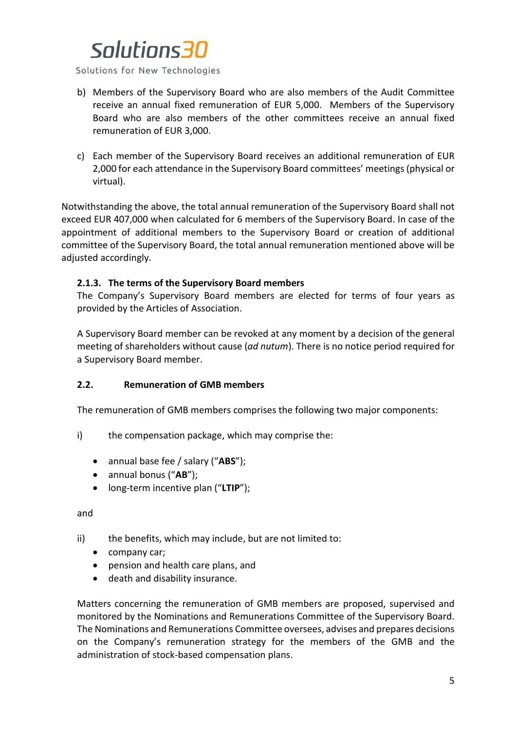b) Members of the Supervisory Board who are also members of the Audit Committee receive an annual fixed remuneration of EUR 5,000. Members of the Supervisory Board who are also members of the other committees receive an annual fixed remuneration of EUR 3,000.

c) Each member of the Supervisory Board receives an additional remuneration of EUR 2,000 for each attendance in the Supervisory Board committees' meetings (physical or virtual).

Notwithstanding the above, the total annual remuneration of the Supervisory Board shall not exceed EUR 407,000 when calculated for 6 members of the Supervisory Board. In case of the appointment of additional members to the Supervisory Board or creation of additional committee of the Supervisory Board, the total annual remuneration mentioned above will be adjusted accordingly.

### 2.1.3. The terms of the Supervisory Board members

The Company's Supervisory Board members are elected for terms of four years as provided by the Articles of Association.

A Supervisory Board member can be revoked at any moment by a decision of the general meeting of shareholders without cause (*ad nutum*). There is no notice period required for a Supervisory Board member.

## 2.2. Remuneration of GMB members

The remuneration of GMB members comprises the following two major components:

i) the compensation package, which may comprise the:

- annual base fee / salary ("**ABS**");
- annual bonus ("**AB**");
- long-term incentive plan ("**LTIP**");

and

ii) the benefits, which may include, but are not limited to:

- company car;
- pension and health care plans, and
- death and disability insurance.

Matters concerning the remuneration of GMB members are proposed, supervised and monitored by the Nominations and Remunerations Committee of the Supervisory Board. The Nominations and Remunerations Committee oversees, advises and prepares decisions on the Company's remuneration strategy for the members of the GMB and the administration of stock-based compensation plans.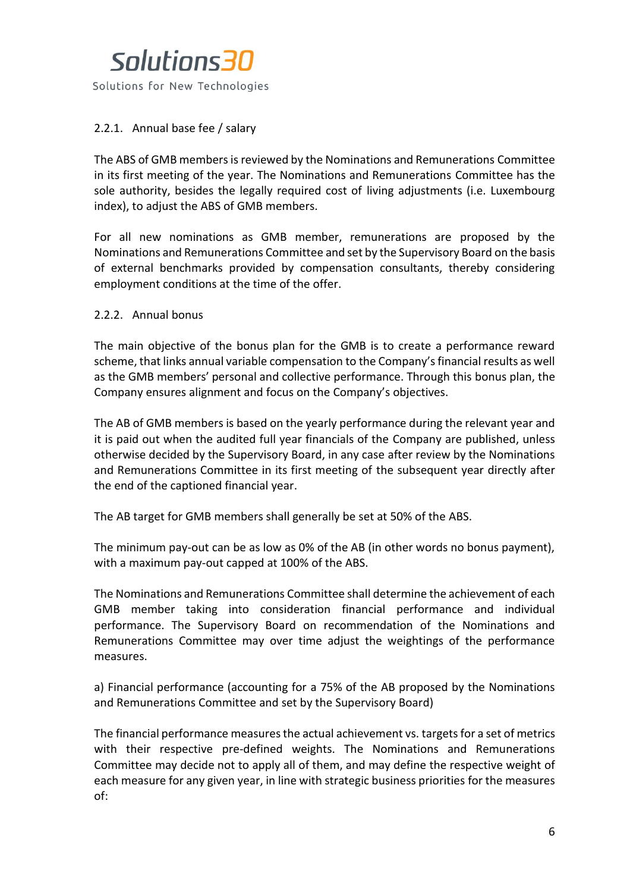#### 2.2.1. Annual base fee / salary

The ABS of GMB members is reviewed by the Nominations and Remunerations Committee in its first meeting of the year. The Nominations and Remunerations Committee has the sole authority, besides the legally required cost of living adjustments (i.e. Luxembourg index), to adjust the ABS of GMB members.

For all new nominations as GMB member, remunerations are proposed by the Nominations and Remunerations Committee and set by the Supervisory Board on the basis of external benchmarks provided by compensation consultants, thereby considering employment conditions at the time of the offer.

#### 2.2.2. Annual bonus

The main objective of the bonus plan for the GMB is to create a performance reward scheme, that links annual variable compensation to the Company's financial results as well as the GMB members' personal and collective performance. Through this bonus plan, the Company ensures alignment and focus on the Company's objectives.

The AB of GMB members is based on the yearly performance during the relevant year and it is paid out when the audited full year financials of the Company are published, unless otherwise decided by the Supervisory Board, in any case after review by the Nominations and Remunerations Committee in its first meeting of the subsequent year directly after the end of the captioned financial year.

The AB target for GMB members shall generally be set at 50% of the ABS.

The minimum pay-out can be as low as 0% of the AB (in other words no bonus payment), with a maximum pay-out capped at 100% of the ABS.

The Nominations and Remunerations Committee shall determine the achievement of each GMB member taking into consideration financial performance and individual performance. The Supervisory Board on recommendation of the Nominations and Remunerations Committee may over time adjust the weightings of the performance measures.

a) Financial performance (accounting for a 75% of the AB proposed by the Nominations and Remunerations Committee and set by the Supervisory Board)

The financial performance measures the actual achievement vs. targets for a set of metrics with their respective pre-defined weights. The Nominations and Remunerations Committee may decide not to apply all of them, and may define the respective weight of each measure for any given year, in line with strategic business priorities for the measures of: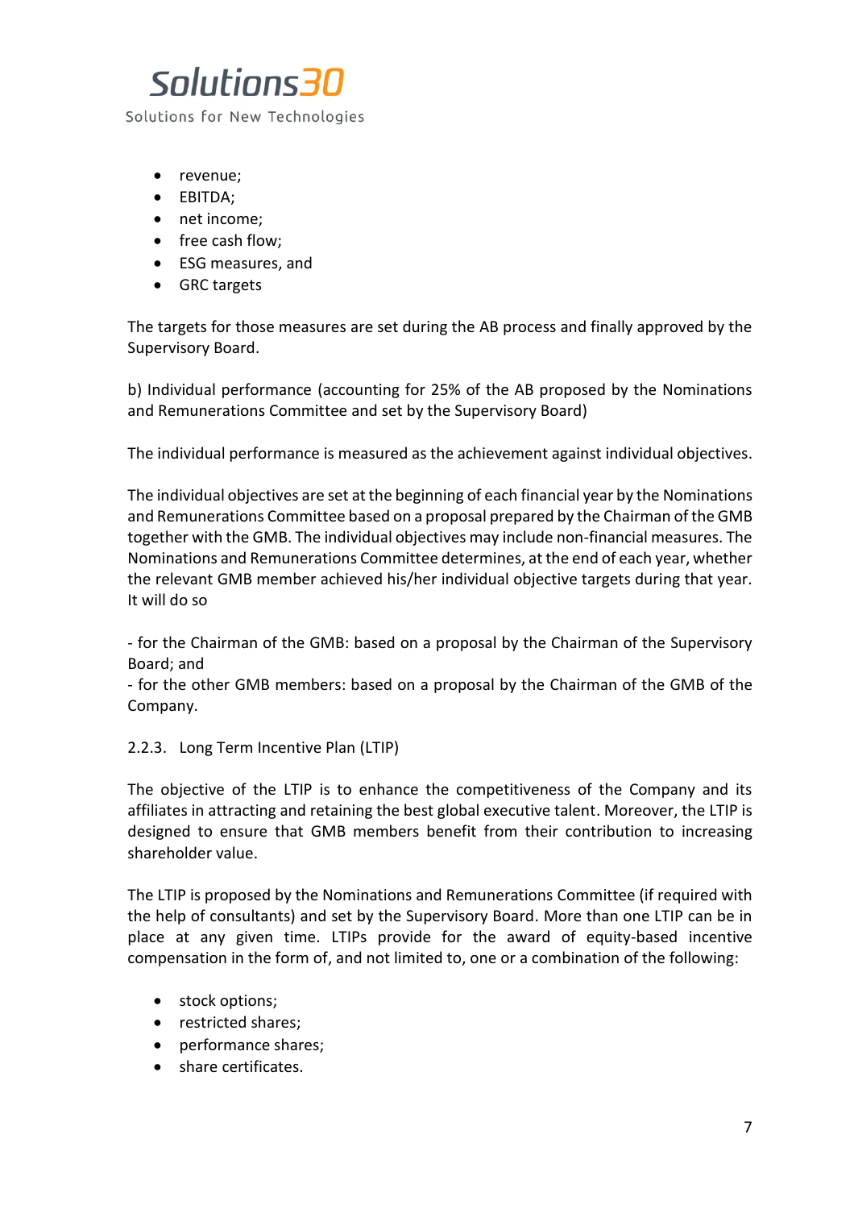- revenue;
- EBITDA;
- net income;
- free cash flow;
- ESG measures, and
- GRC targets

The targets for those measures are set during the AB process and finally approved by the Supervisory Board.

b) Individual performance (accounting for 25% of the AB proposed by the Nominations and Remunerations Committee and set by the Supervisory Board)

The individual performance is measured as the achievement against individual objectives.

The individual objectives are set at the beginning of each financial year by the Nominations and Remunerations Committee based on a proposal prepared by the Chairman of the GMB together with the GMB. The individual objectives may include non-financial measures. The Nominations and Remunerations Committee determines, at the end of each year, whether the relevant GMB member achieved his/her individual objective targets during that year. It will do so

- for the Chairman of the GMB: based on a proposal by the Chairman of the Supervisory Board; and
- for the other GMB members: based on a proposal by the Chairman of the GMB of the Company.

### 2.2.3. Long Term Incentive Plan (LTIP)

The objective of the LTIP is to enhance the competitiveness of the Company and its affiliates in attracting and retaining the best global executive talent. Moreover, the LTIP is designed to ensure that GMB members benefit from their contribution to increasing shareholder value.

The LTIP is proposed by the Nominations and Remunerations Committee (if required with the help of consultants) and set by the Supervisory Board. More than one LTIP can be in place at any given time. LTIPs provide for the award of equity-based incentive compensation in the form of, and not limited to, one or a combination of the following:

- stock options;
- restricted shares;
- performance shares;
- share certificates.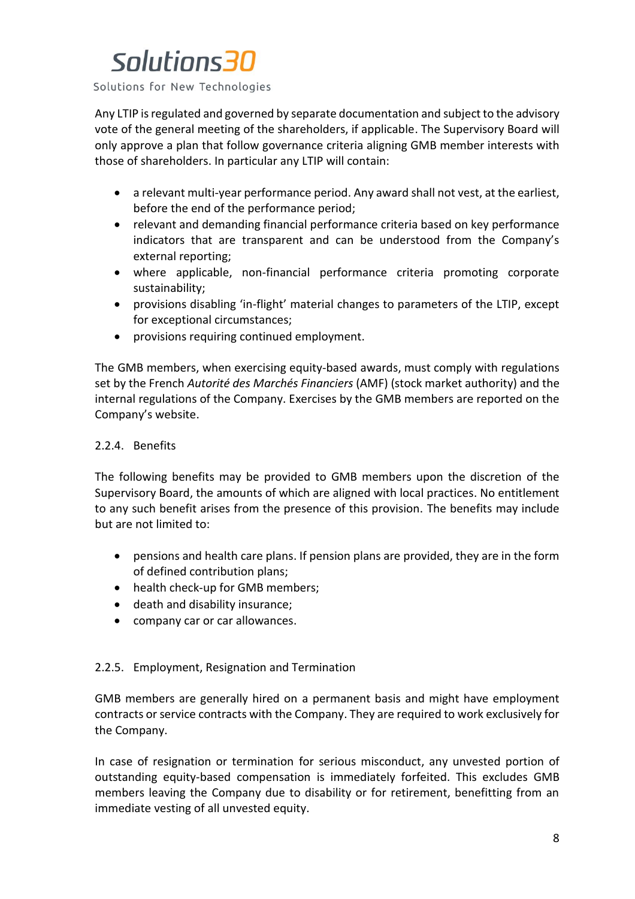Any LTIP is regulated and governed by separate documentation and subject to the advisory vote of the general meeting of the shareholders, if applicable. The Supervisory Board will only approve a plan that follow governance criteria aligning GMB member interests with those of shareholders. In particular any LTIP will contain:

- a relevant multi-year performance period. Any award shall not vest, at the earliest, before the end of the performance period;
- relevant and demanding financial performance criteria based on key performance indicators that are transparent and can be understood from the Company's external reporting;
- where applicable, non-financial performance criteria promoting corporate sustainability;
- provisions disabling 'in-flight' material changes to parameters of the LTIP, except for exceptional circumstances;
- provisions requiring continued employment.

The GMB members, when exercising equity-based awards, must comply with regulations set by the French *Autorité des Marchés Financiers* (AMF) (stock market authority) and the internal regulations of the Company. Exercises by the GMB members are reported on the Company's website.

### 2.2.4. Benefits

The following benefits may be provided to GMB members upon the discretion of the Supervisory Board, the amounts of which are aligned with local practices. No entitlement to any such benefit arises from the presence of this provision. The benefits may include but are not limited to:

- pensions and health care plans. If pension plans are provided, they are in the form of defined contribution plans;
- health check-up for GMB members;
- death and disability insurance;
- company car or car allowances.

### 2.2.5. Employment, Resignation and Termination

GMB members are generally hired on a permanent basis and might have employment contracts or service contracts with the Company. They are required to work exclusively for the Company.

In case of resignation or termination for serious misconduct, any unvested portion of outstanding equity-based compensation is immediately forfeited. This excludes GMB members leaving the Company due to disability or for retirement, benefitting from an immediate vesting of all unvested equity.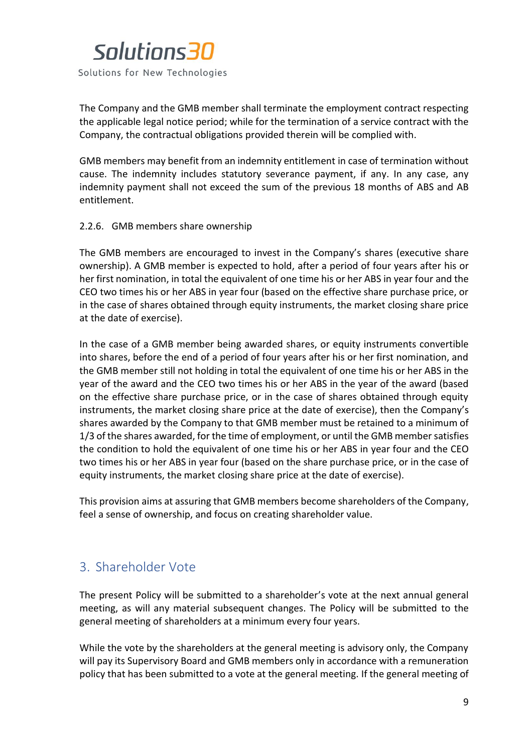The Company and the GMB member shall terminate the employment contract respecting the applicable legal notice period; while for the termination of a service contract with the Company, the contractual obligations provided therein will be complied with.

GMB members may benefit from an indemnity entitlement in case of termination without cause. The indemnity includes statutory severance payment, if any. In any case, any indemnity payment shall not exceed the sum of the previous 18 months of ABS and AB entitlement.

#### 2.2.6. GMB members share ownership

The GMB members are encouraged to invest in the Company's shares (executive share ownership). A GMB member is expected to hold, after a period of four years after his or her first nomination, in total the equivalent of one time his or her ABS in year four and the CEO two times his or her ABS in year four (based on the effective share purchase price, or in the case of shares obtained through equity instruments, the market closing share price at the date of exercise).

In the case of a GMB member being awarded shares, or equity instruments convertible into shares, before the end of a period of four years after his or her first nomination, and the GMB member still not holding in total the equivalent of one time his or her ABS in the year of the award and the CEO two times his or her ABS in the year of the award (based on the effective share purchase price, or in the case of shares obtained through equity instruments, the market closing share price at the date of exercise), then the Company's shares awarded by the Company to that GMB member must be retained to a minimum of 1/3 of the shares awarded, for the time of employment, or until the GMB member satisfies the condition to hold the equivalent of one time his or her ABS in year four and the CEO two times his or her ABS in year four (based on the share purchase price, or in the case of equity instruments, the market closing share price at the date of exercise).

This provision aims at assuring that GMB members become shareholders of the Company, feel a sense of ownership, and focus on creating shareholder value.

## 3. Shareholder Vote

The present Policy will be submitted to a shareholder's vote at the next annual general meeting, as will any material subsequent changes. The Policy will be submitted to the general meeting of shareholders at a minimum every four years.

While the vote by the shareholders at the general meeting is advisory only, the Company will pay its Supervisory Board and GMB members only in accordance with a remuneration policy that has been submitted to a vote at the general meeting. If the general meeting of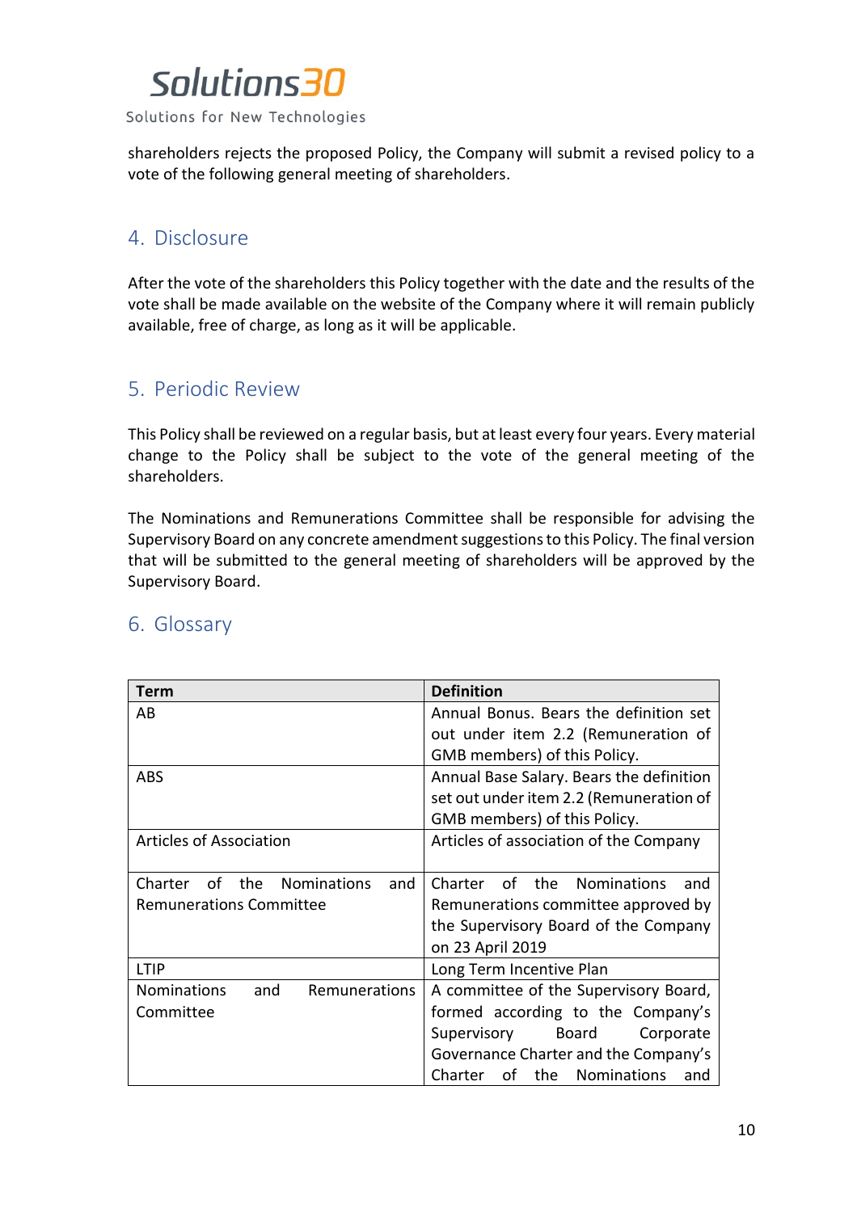shareholders rejects the proposed Policy, the Company will submit a revised policy to a vote of the following general meeting of shareholders.

## 4. Disclosure

After the vote of the shareholders this Policy together with the date and the results of the vote shall be made available on the website of the Company where it will remain publicly available, free of charge, as long as it will be applicable.

## 5. Periodic Review

This Policy shall be reviewed on a regular basis, but at least every four years. Every material change to the Policy shall be subject to the vote of the general meeting of the shareholders.

The Nominations and Remunerations Committee shall be responsible for advising the Supervisory Board on any concrete amendment suggestions to this Policy. The final version that will be submitted to the general meeting of shareholders will be approved by the Supervisory Board.

## 6. Glossary

| Term | Definition |
|---|---|
| AB | Annual Bonus. Bears the definition set out under item 2.2 (Remuneration of GMB members) of this Policy. |
| ABS | Annual Base Salary. Bears the definition set out under item 2.2 (Remuneration of GMB members) of this Policy. |
| Articles of Association | Articles of association of the Company |
| Charter of the Nominations and Remunerations Committee | Charter of the Nominations and Remunerations committee approved by the Supervisory Board of the Company on 23 April 2019 |
| LTIP | Long Term Incentive Plan |
| Nominations and Remunerations Committee | A committee of the Supervisory Board, formed according to the Company's Supervisory Board Corporate Governance Charter and the Company's Charter of the Nominations and |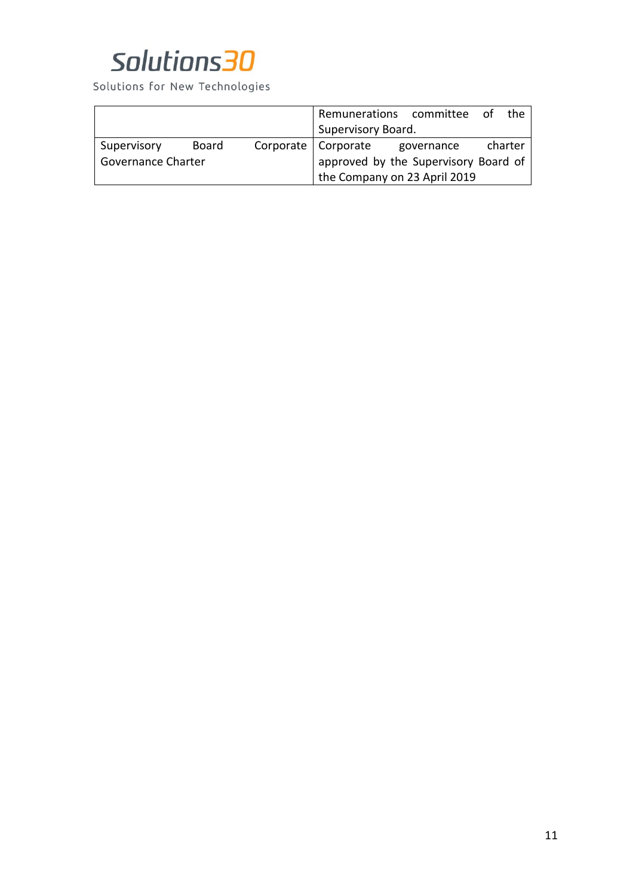| | |
|---|---|
| | Remunerations committee of the Supervisory Board. |
| Supervisory Board Corporate Governance Charter | Corporate governance charter approved by the Supervisory Board of the Company on 23 April 2019 |